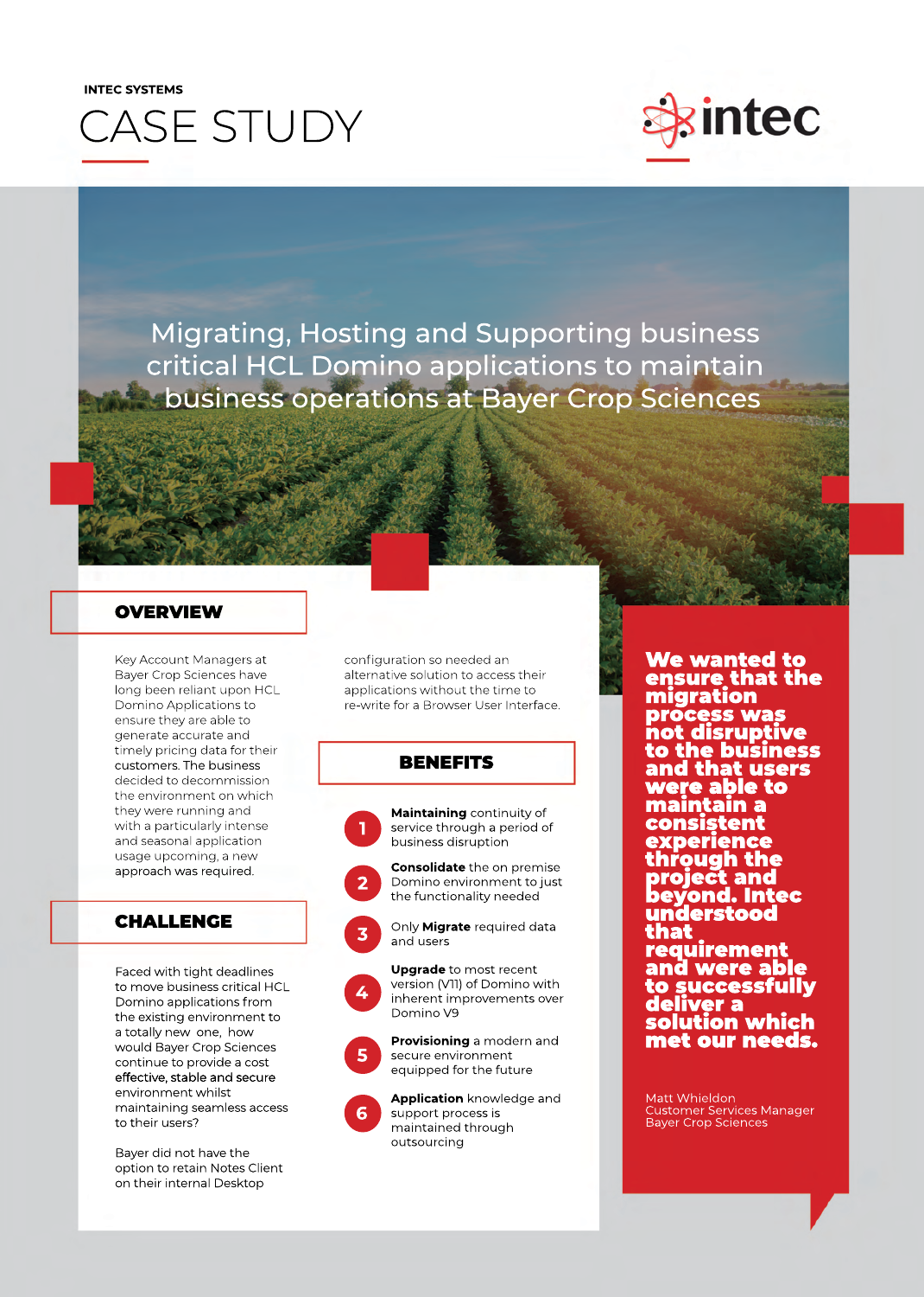INTEC SYSTEMS

# CASE STUDY

intec

## Migrating, Hosting and Supporting business critical HCL Domino applications to maintain business operations at Bayer Crop Sciences

## OVERVIEW

Key Account Managers at Bayer Crop Sciences have long been reliant upon HCL Domino Applications to ensure they are able to generate accurate and timely pricing data for their customers. The business decided to decommission the environment on which they were running and with a particularly intense and seasonal application usage upcoming, a new approach was required.

## CHALLENGE

Faced with tight deadlines to move business critical HCL Domino applications from the existing environment to a totally new one, how would Bayer Crop Sciences continue to provide a cost effective, stable and secure environment whilst maintaining seamless access to their users?

Bayer did not have the option to retain Notes Client on their internal Desktop configuration so needed an alternative solution to access their applications without the time to re-write for a Browser User Interface.

## BENEFITS

1. **Maintaining** continuity of service through a period of business disruption
2. **Consolidate** the on premise Domino environment to just the functionality needed
3. Only **Migrate** required data and users
4. **Upgrade** to most recent version (V11) of Domino with inherent improvements over Domino V9
5. **Provisioning** a modern and secure environment equipped for the future
6. **Application** knowledge and support process is maintained through outsourcing

**We wanted to ensure that the migration process was not disruptive to the business and that users were able to maintain a consistent experience through the project and beyond. Intec understood that requirement and were able to successfully deliver a solution which met our needs.**

Matt Whieldon
Customer Services Manager
Bayer Crop Sciences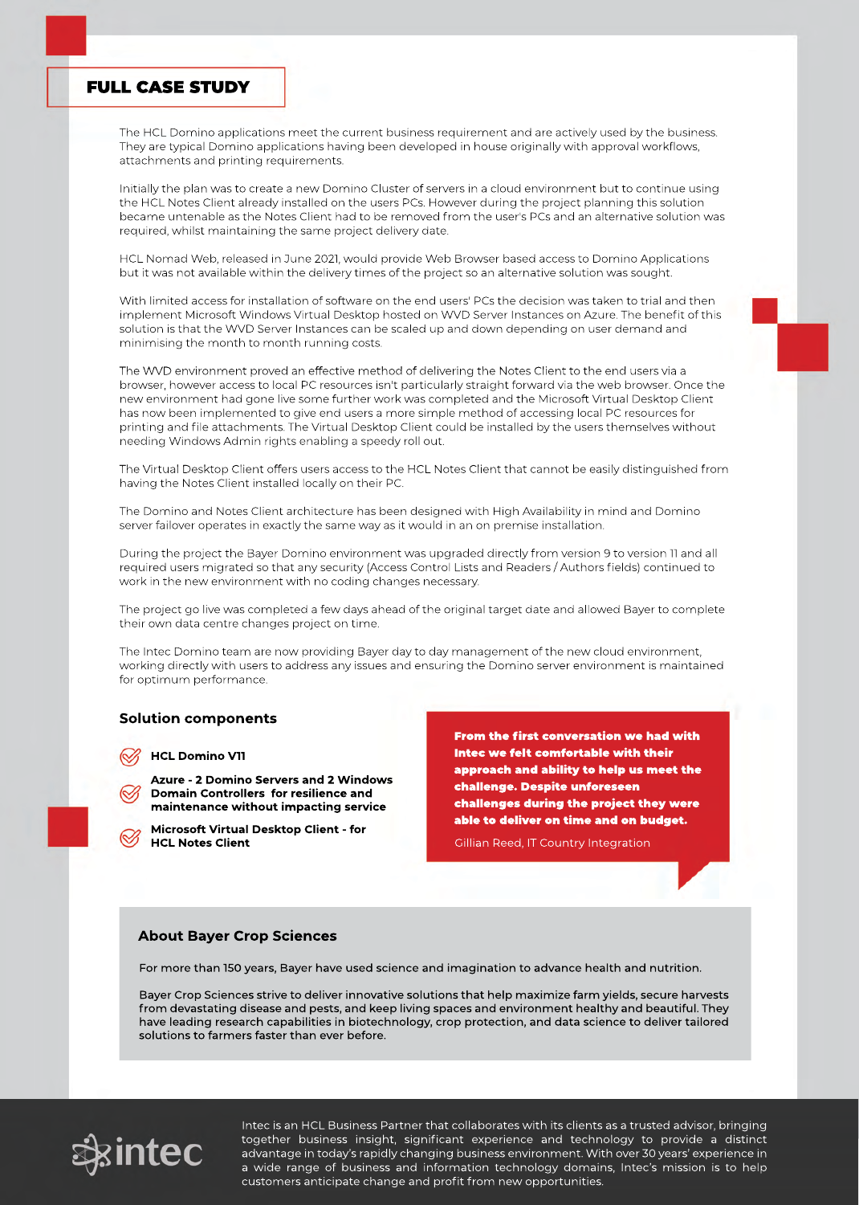# FULL CASE STUDY

The HCL Domino applications meet the current business requirement and are actively used by the business. They are typical Domino applications having been developed in house originally with approval workflows, attachments and printing requirements.

Initially the plan was to create a new Domino Cluster of servers in a cloud environment but to continue using the HCL Notes Client already installed on the users PCs. However during the project planning this solution became untenable as the Notes Client had to be removed from the user's PCs and an alternative solution was required, whilst maintaining the same project delivery date.

HCL Nomad Web, released in June 2021, would provide Web Browser based access to Domino Applications but it was not available within the delivery times of the project so an alternative solution was sought.

With limited access for installation of software on the end users' PCs the decision was taken to trial and then implement Microsoft Windows Virtual Desktop hosted on WVD Server Instances on Azure. The benefit of this solution is that the WVD Server Instances can be scaled up and down depending on user demand and minimising the month to month running costs.

The WVD environment proved an effective method of delivering the Notes Client to the end users via a browser, however access to local PC resources isn't particularly straight forward via the web browser. Once the new environment had gone live some further work was completed and the Microsoft Virtual Desktop Client has now been implemented to give end users a more simple method of accessing local PC resources for printing and file attachments. The Virtual Desktop Client could be installed by the users themselves without needing Windows Admin rights enabling a speedy roll out.

The Virtual Desktop Client offers users access to the HCL Notes Client that cannot be easily distinguished from having the Notes Client installed locally on their PC.

The Domino and Notes Client architecture has been designed with High Availability in mind and Domino server failover operates in exactly the same way as it would in an on premise installation.

During the project the Bayer Domino environment was upgraded directly from version 9 to version 11 and all required users migrated so that any security (Access Control Lists and Readers / Authors fields) continued to work in the new environment with no coding changes necessary.

The project go live was completed a few days ahead of the original target date and allowed Bayer to complete their own data centre changes project on time.

The Intec Domino team are now providing Bayer day to day management of the new cloud environment, working directly with users to address any issues and ensuring the Domino server environment is maintained for optimum performance.

## Solution components

- **HCL Domino V11**
- **Azure - 2 Domino Servers and 2 Windows Domain Controllers for resilience and maintenance without impacting service**
- **Microsoft Virtual Desktop Client - for HCL Notes Client**

**From the first conversation we had with Intec we felt comfortable with their approach and ability to help us meet the challenge. Despite unforeseen challenges during the project they were able to deliver on time and on budget.**

Gillian Reed, IT Country Integration

## About Bayer Crop Sciences

For more than 150 years, Bayer have used science and imagination to advance health and nutrition.

Bayer Crop Sciences strive to deliver innovative solutions that help maximize farm yields, secure harvests from devastating disease and pests, and keep living spaces and environment healthy and beautiful. They have leading research capabilities in biotechnology, crop protection, and data science to deliver tailored solutions to farmers faster than ever before.

intec

Intec is an HCL Business Partner that collaborates with its clients as a trusted advisor, bringing together business insight, significant experience and technology to provide a distinct advantage in today's rapidly changing business environment. With over 30 years' experience in a wide range of business and information technology domains, Intec's mission is to help customers anticipate change and profit from new opportunities.